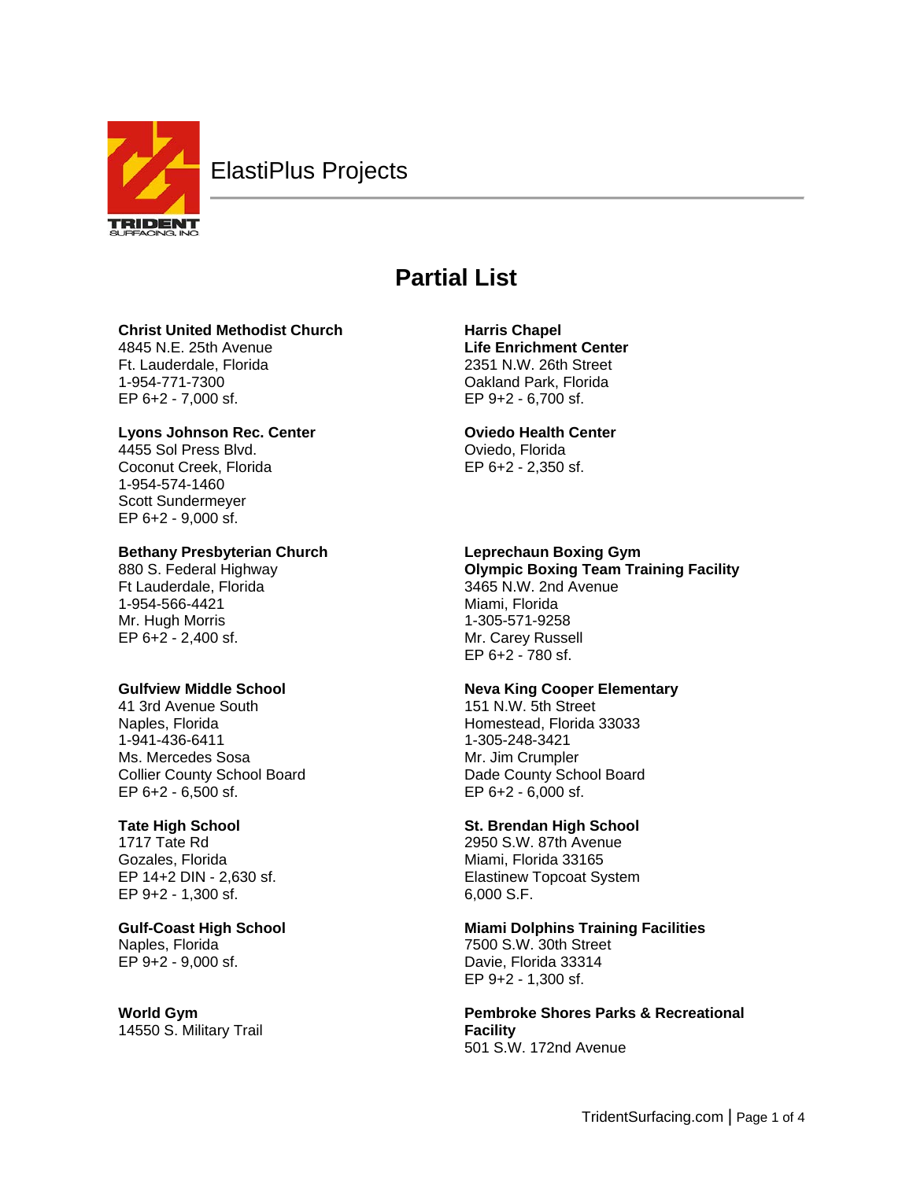# ElastiPlus Projects

## Partial List

**Christ United Methodist Church**
4845 N.E. 25th Avenue
Ft. Lauderdale, Florida
1-954-771-7300
EP 6+2 - 7,000 sf.

**Lyons Johnson Rec. Center**
4455 Sol Press Blvd.
Coconut Creek, Florida
1-954-574-1460
Scott Sundermeyer
EP 6+2 - 9,000 sf.

**Bethany Presbyterian Church**
880 S. Federal Highway
Ft Lauderdale, Florida
1-954-566-4421
Mr. Hugh Morris
EP 6+2 - 2,400 sf.

**Gulfview Middle School**
41 3rd Avenue South
Naples, Florida
1-941-436-6411
Ms. Mercedes Sosa
Collier County School Board
EP 6+2 - 6,500 sf.

**Tate High School**
1717 Tate Rd
Gozales, Florida
EP 14+2 DIN - 2,630 sf.
EP 9+2 - 1,300 sf.

**Gulf-Coast High School**
Naples, Florida
EP 9+2 - 9,000 sf.

**World Gym**
14550 S. Military Trail

**Harris Chapel**
**Life Enrichment Center**
2351 N.W. 26th Street
Oakland Park, Florida
EP 9+2 - 6,700 sf.

**Oviedo Health Center**
Oviedo, Florida
EP 6+2 - 2,350 sf.

**Leprechaun Boxing Gym**
**Olympic Boxing Team Training Facility**
3465 N.W. 2nd Avenue
Miami, Florida
1-305-571-9258
Mr. Carey Russell
EP 6+2 - 780 sf.

**Neva King Cooper Elementary**
151 N.W. 5th Street
Homestead, Florida 33033
1-305-248-3421
Mr. Jim Crumpler
Dade County School Board
EP 6+2 - 6,000 sf.

**St. Brendan High School**
2950 S.W. 87th Avenue
Miami, Florida 33165
Elastinew Topcoat System
6,000 S.F.

**Miami Dolphins Training Facilities**
7500 S.W. 30th Street
Davie, Florida 33314
EP 9+2 - 1,300 sf.

**Pembroke Shores Parks & Recreational Facility**
501 S.W. 172nd Avenue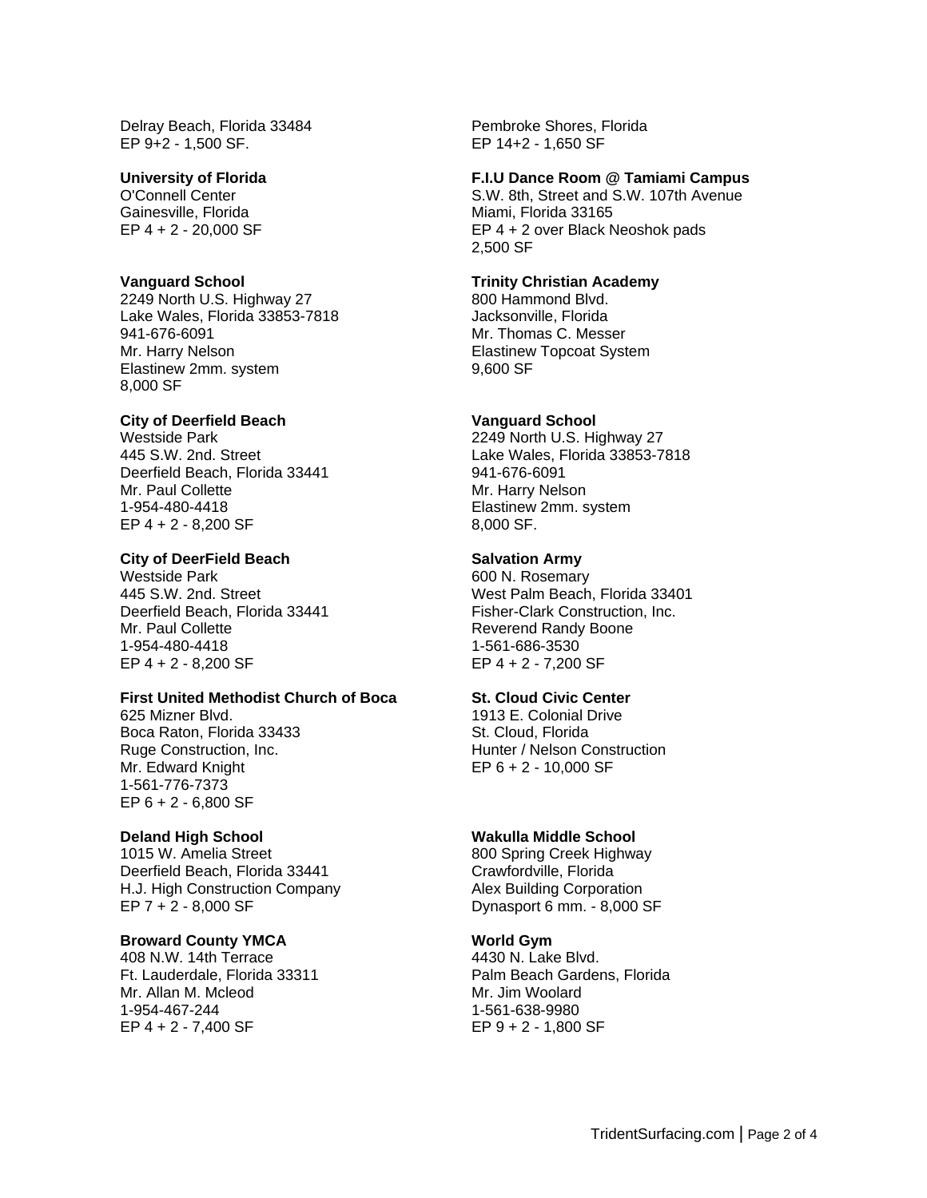Delray Beach, Florida 33484
EP 9+2 - 1,500 SF.

**University of Florida**
O'Connell Center
Gainesville, Florida
EP 4 + 2 - 20,000 SF

**Vanguard School**
2249 North U.S. Highway 27
Lake Wales, Florida 33853-7818
941-676-6091
Mr. Harry Nelson
Elastinew 2mm. system
8,000 SF

**City of Deerfield Beach**
Westside Park
445 S.W. 2nd. Street
Deerfield Beach, Florida 33441
Mr. Paul Collette
1-954-480-4418
EP 4 + 2 - 8,200 SF

**City of DeerField Beach**
Westside Park
445 S.W. 2nd. Street
Deerfield Beach, Florida 33441
Mr. Paul Collette
1-954-480-4418
EP 4 + 2 - 8,200 SF

**First United Methodist Church of Boca**
625 Mizner Blvd.
Boca Raton, Florida 33433
Ruge Construction, Inc.
Mr. Edward Knight
1-561-776-7373
EP 6 + 2 - 6,800 SF

**Deland High School**
1015 W. Amelia Street
Deerfield Beach, Florida 33441
H.J. High Construction Company
EP 7 + 2 - 8,000 SF

**Broward County YMCA**
408 N.W. 14th Terrace
Ft. Lauderdale, Florida 33311
Mr. Allan M. Mcleod
1-954-467-244
EP 4 + 2 - 7,400 SF

Pembroke Shores, Florida
EP 14+2 - 1,650 SF

**F.I.U Dance Room @ Tamiami Campus**
S.W. 8th, Street and S.W. 107th Avenue
Miami, Florida 33165
EP 4 + 2 over Black Neoshok pads
2,500 SF

**Trinity Christian Academy**
800 Hammond Blvd.
Jacksonville, Florida
Mr. Thomas C. Messer
Elastinew Topcoat System
9,600 SF

**Vanguard School**
2249 North U.S. Highway 27
Lake Wales, Florida 33853-7818
941-676-6091
Mr. Harry Nelson
Elastinew 2mm. system
8,000 SF.

**Salvation Army**
600 N. Rosemary
West Palm Beach, Florida 33401
Fisher-Clark Construction, Inc.
Reverend Randy Boone
1-561-686-3530
EP 4 + 2 - 7,200 SF

**St. Cloud Civic Center**
1913 E. Colonial Drive
St. Cloud, Florida
Hunter / Nelson Construction
EP 6 + 2 - 10,000 SF

**Wakulla Middle School**
800 Spring Creek Highway
Crawfordville, Florida
Alex Building Corporation
Dynasport 6 mm. - 8,000 SF

**World Gym**
4430 N. Lake Blvd.
Palm Beach Gardens, Florida
Mr. Jim Woolard
1-561-638-9980
EP 9 + 2 - 1,800 SF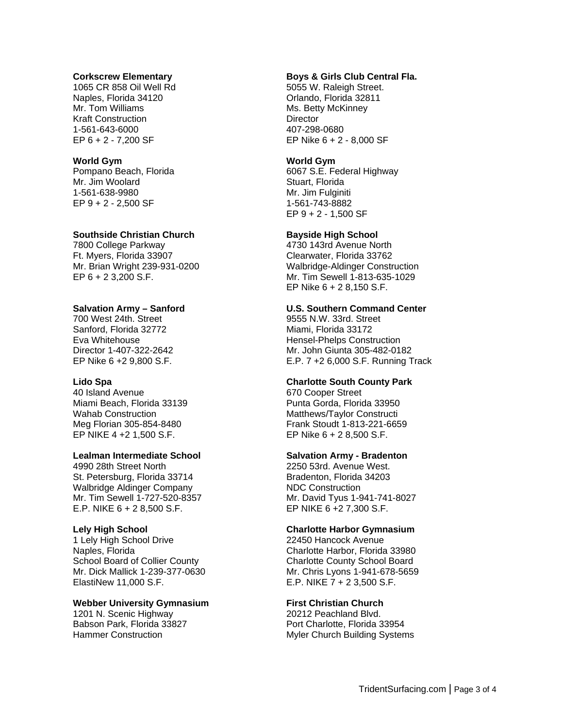**Corkscrew Elementary**
1065 CR 858 Oil Well Rd
Naples, Florida 34120
Mr. Tom Williams
Kraft Construction
1-561-643-6000
EP 6 + 2 - 7,200 SF

**World Gym**
Pompano Beach, Florida
Mr. Jim Woolard
1-561-638-9980
EP 9 + 2 - 2,500 SF

**Southside Christian Church**
7800 College Parkway
Ft. Myers, Florida 33907
Mr. Brian Wright 239-931-0200
EP 6 + 2 3,200 S.F.

**Salvation Army – Sanford**
700 West 24th. Street
Sanford, Florida 32772
Eva Whitehouse
Director 1-407-322-2642
EP Nike 6 +2 9,800 S.F.

**Lido Spa**
40 Island Avenue
Miami Beach, Florida 33139
Wahab Construction
Meg Florian 305-854-8480
EP NIKE 4 +2 1,500 S.F.

**Lealman Intermediate School**
4990 28th Street North
St. Petersburg, Florida 33714
Walbridge Aldinger Company
Mr. Tim Sewell 1-727-520-8357
E.P. NIKE 6 + 2 8,500 S.F.

**Lely High School**
1 Lely High School Drive
Naples, Florida
School Board of Collier County
Mr. Dick Mallick 1-239-377-0630
ElastiNew 11,000 S.F.

**Webber University Gymnasium**
1201 N. Scenic Highway
Babson Park, Florida 33827
Hammer Construction

**Boys & Girls Club Central Fla.**
5055 W. Raleigh Street.
Orlando, Florida 32811
Ms. Betty McKinney
Director
407-298-0680
EP Nike 6 + 2 - 8,000 SF

**World Gym**
6067 S.E. Federal Highway
Stuart, Florida
Mr. Jim Fulginiti
1-561-743-8882
EP 9 + 2 - 1,500 SF

**Bayside High School**
4730 143rd Avenue North
Clearwater, Florida 33762
Walbridge-Aldinger Construction
Mr. Tim Sewell 1-813-635-1029
EP Nike 6 + 2 8,150 S.F.

**U.S. Southern Command Center**
9555 N.W. 33rd. Street
Miami, Florida 33172
Hensel-Phelps Construction
Mr. John Giunta 305-482-0182
E.P. 7 +2 6,000 S.F. Running Track

**Charlotte South County Park**
670 Cooper Street
Punta Gorda, Florida 33950
Matthews/Taylor Constructi
Frank Stoudt 1-813-221-6659
EP Nike 6 + 2 8,500 S.F.

**Salvation Army - Bradenton**
2250 53rd. Avenue West.
Bradenton, Florida 34203
NDC Construction
Mr. David Tyus 1-941-741-8027
EP NIKE 6 +2 7,300 S.F.

**Charlotte Harbor Gymnasium**
22450 Hancock Avenue
Charlotte Harbor, Florida 33980
Charlotte County School Board
Mr. Chris Lyons 1-941-678-5659
E.P. NIKE 7 + 2 3,500 S.F.

**First Christian Church**
20212 Peachland Blvd.
Port Charlotte, Florida 33954
Myler Church Building Systems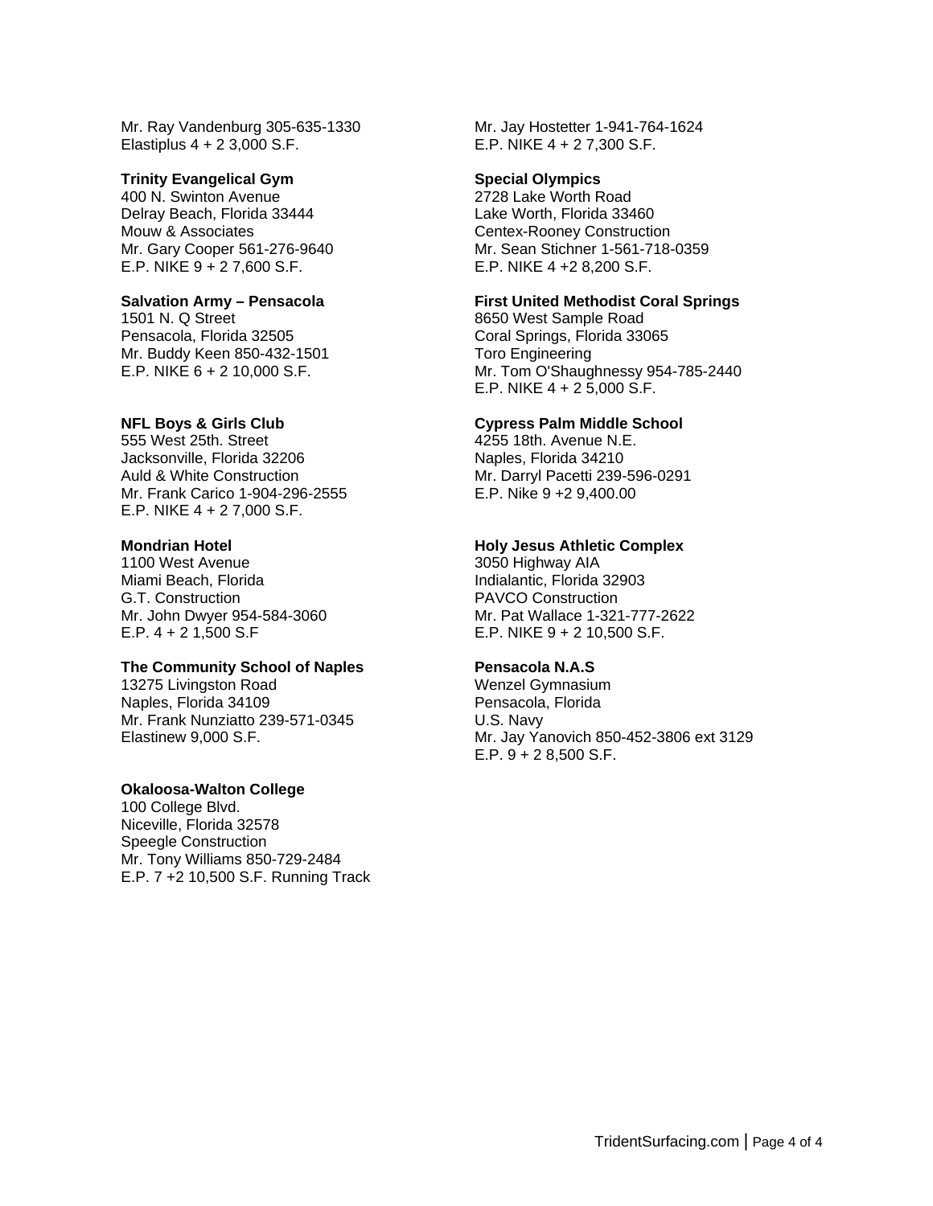Mr. Ray Vandenburg 305-635-1330
Elastiplus 4 + 2 3,000 S.F.

**Trinity Evangelical Gym**
400 N. Swinton Avenue
Delray Beach, Florida 33444
Mouw & Associates
Mr. Gary Cooper 561-276-9640
E.P. NIKE 9 + 2 7,600 S.F.

**Salvation Army – Pensacola**
1501 N. Q Street
Pensacola, Florida 32505
Mr. Buddy Keen 850-432-1501
E.P. NIKE 6 + 2 10,000 S.F.

**NFL Boys & Girls Club**
555 West 25th. Street
Jacksonville, Florida 32206
Auld & White Construction
Mr. Frank Carico 1-904-296-2555
E.P. NIKE 4 + 2 7,000 S.F.

**Mondrian Hotel**
1100 West Avenue
Miami Beach, Florida
G.T. Construction
Mr. John Dwyer 954-584-3060
E.P. 4 + 2 1,500 S.F

**The Community School of Naples**
13275 Livingston Road
Naples, Florida 34109
Mr. Frank Nunziatto 239-571-0345
Elastinew 9,000 S.F.

**Okaloosa-Walton College**
100 College Blvd.
Niceville, Florida 32578
Speegle Construction
Mr. Tony Williams 850-729-2484
E.P. 7 +2 10,500 S.F. Running Track

Mr. Jay Hostetter 1-941-764-1624
E.P. NIKE 4 + 2 7,300 S.F.

**Special Olympics**
2728 Lake Worth Road
Lake Worth, Florida 33460
Centex-Rooney Construction
Mr. Sean Stichner 1-561-718-0359
E.P. NIKE 4 +2 8,200 S.F.

**First United Methodist Coral Springs**
8650 West Sample Road
Coral Springs, Florida 33065
Toro Engineering
Mr. Tom O'Shaughnessy 954-785-2440
E.P. NIKE 4 + 2 5,000 S.F.

**Cypress Palm Middle School**
4255 18th. Avenue N.E.
Naples, Florida 34210
Mr. Darryl Pacetti 239-596-0291
E.P. Nike 9 +2 9,400.00

**Holy Jesus Athletic Complex**
3050 Highway AIA
Indialantic, Florida 32903
PAVCO Construction
Mr. Pat Wallace 1-321-777-2622
E.P. NIKE 9 + 2 10,500 S.F.

**Pensacola N.A.S**
Wenzel Gymnasium
Pensacola, Florida
U.S. Navy
Mr. Jay Yanovich 850-452-3806 ext 3129
E.P. 9 + 2 8,500 S.F.